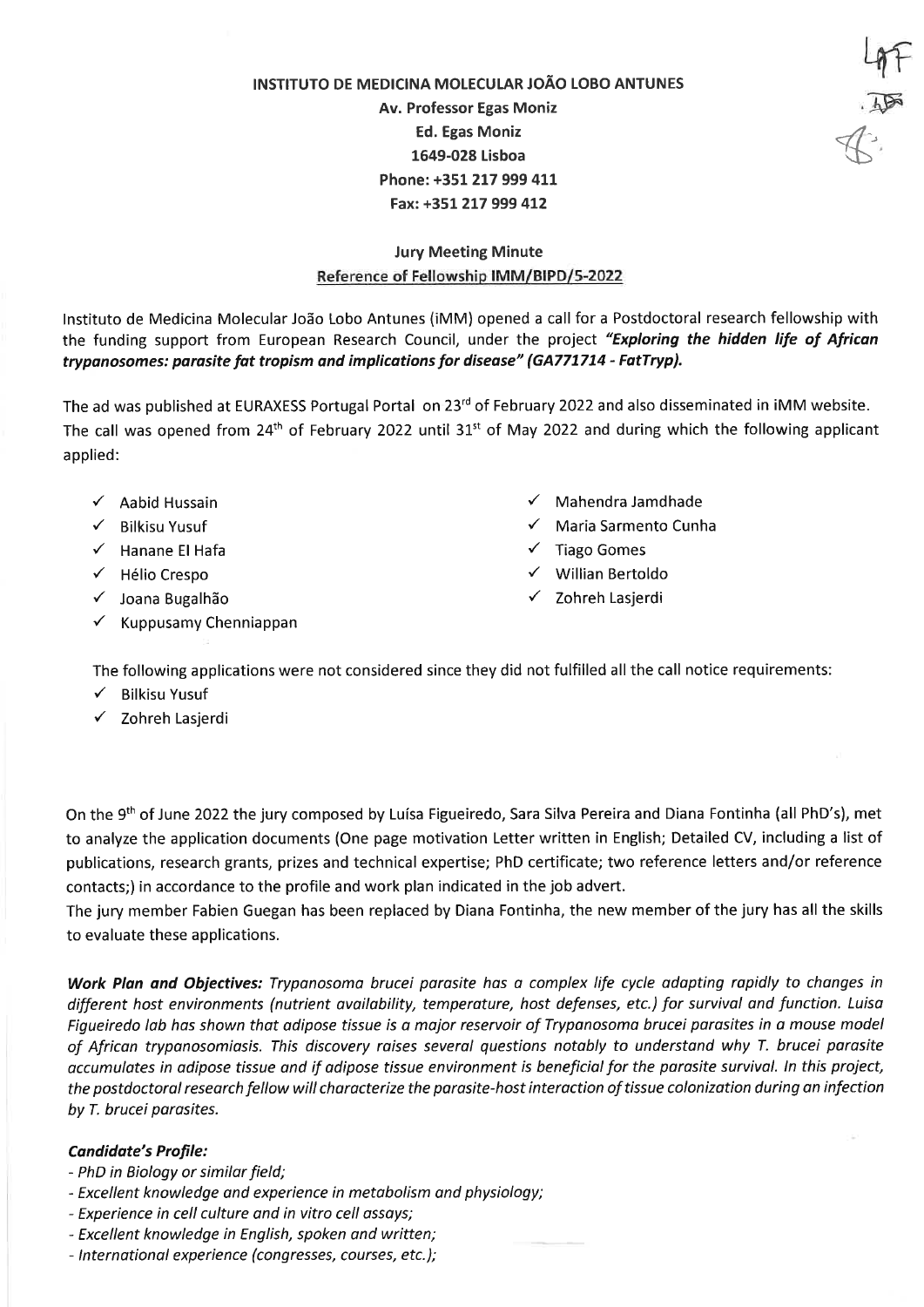**INSTITUTO DE MEDICINA MOLECULAR JOÃO LOBO ANTUNES**
**Av. Professor Egas Moniz**
**Ed. Egas Moniz**
**1649-028 Lisboa**
**Phone: +351 217 999 411**
**Fax: +351 217 999 412**

**Jury Meeting Minute**
**Reference of Fellowship IMM/BIPD/5-2022**

Instituto de Medicina Molecular João Lobo Antunes (iMM) opened a call for a Postdoctoral research fellowship with the funding support from European Research Council, under the project ***"Exploring the hidden life of African trypanosomes: parasite fat tropism and implications for disease" (GA771714 - FatTryp).***

The ad was published at EURAXESS Portugal Portal on 23rd of February 2022 and also disseminated in iMM website. The call was opened from 24th of February 2022 until 31st of May 2022 and during which the following applicant applied:

- ✓ Aabid Hussain
- ✓ Bilkisu Yusuf
- ✓ Hanane El Hafa
- ✓ Hélio Crespo
- ✓ Joana Bugalhão
- ✓ Kuppusamy Chenniappan
- ✓ Mahendra Jamdhade
- ✓ Maria Sarmento Cunha
- ✓ Tiago Gomes
- ✓ Willian Bertoldo
- ✓ Zohreh Lasjerdi

The following applications were not considered since they did not fulfilled all the call notice requirements:

- ✓ Bilkisu Yusuf
- ✓ Zohreh Lasjerdi

On the 9th of June 2022 the jury composed by Luísa Figueiredo, Sara Silva Pereira and Diana Fontinha (all PhD's), met to analyze the application documents (One page motivation Letter written in English; Detailed CV, including a list of publications, research grants, prizes and technical expertise; PhD certificate; two reference letters and/or reference contacts;) in accordance to the profile and work plan indicated in the job advert.
The jury member Fabien Guegan has been replaced by Diana Fontinha, the new member of the jury has all the skills to evaluate these applications.

***Work Plan and Objectives:*** *Trypanosoma brucei parasite has a complex life cycle adapting rapidly to changes in different host environments (nutrient availability, temperature, host defenses, etc.) for survival and function. Luisa Figueiredo lab has shown that adipose tissue is a major reservoir of Trypanosoma brucei parasites in a mouse model of African trypanosomiasis. This discovery raises several questions notably to understand why T. brucei parasite accumulates in adipose tissue and if adipose tissue environment is beneficial for the parasite survival. In this project, the postdoctoral research fellow will characterize the parasite-host interaction of tissue colonization during an infection by T. brucei parasites.*

***Candidate's Profile:***

- *PhD in Biology or similar field;*
- *Excellent knowledge and experience in metabolism and physiology;*
- *Experience in cell culture and in vitro cell assays;*
- *Excellent knowledge in English, spoken and written;*
- *International experience (congresses, courses, etc.);*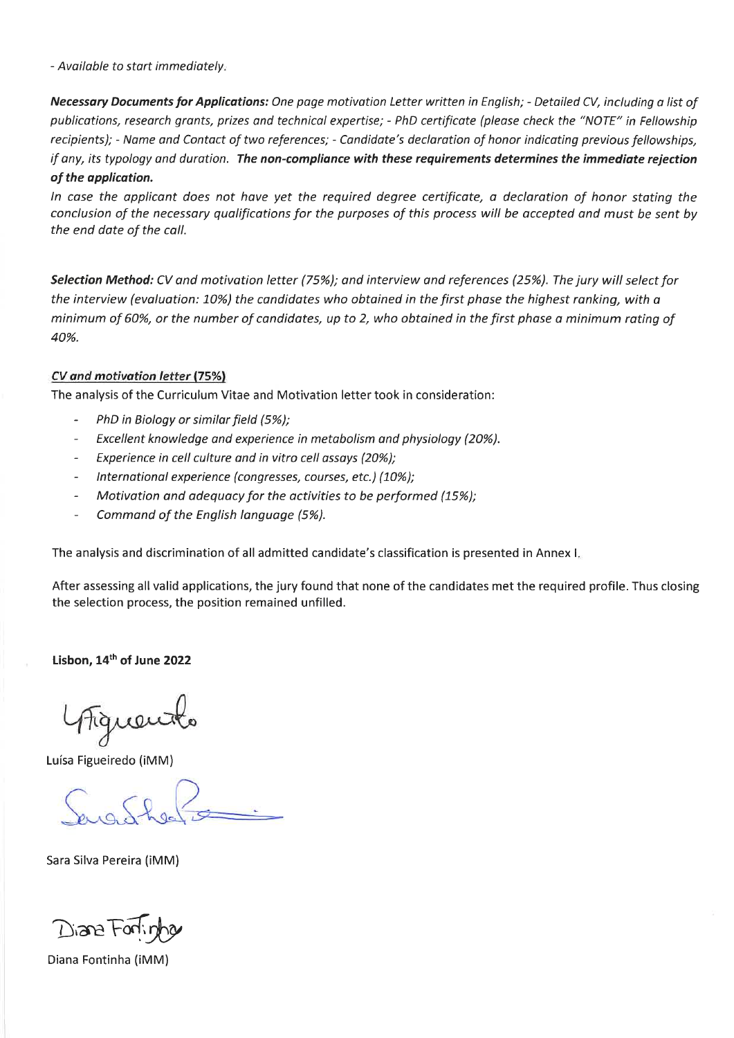*- Available to start immediately.*

***Necessary Documents for Applications:*** *One page motivation Letter written in English; - Detailed CV, including a list of publications, research grants, prizes and technical expertise; - PhD certificate (please check the "NOTE" in Fellowship recipients); - Name and Contact of two references; - Candidate's declaration of honor indicating previous fellowships, if any, its typology and duration.* ***The non-compliance with these requirements determines the immediate rejection of the application.***

*In case the applicant does not have yet the required degree certificate, a declaration of honor stating the conclusion of the necessary qualifications for the purposes of this process will be accepted and must be sent by the end date of the call.*

***Selection Method:*** *CV and motivation letter (75%); and interview and references (25%). The jury will select for the interview (evaluation: 10%) the candidates who obtained in the first phase the highest ranking, with a minimum of 60%, or the number of candidates, up to 2, who obtained in the first phase a minimum rating of 40%.*

***CV and motivation letter* (75%)**

The analysis of the Curriculum Vitae and Motivation letter took in consideration:

- *PhD in Biology or similar field (5%);*
- *Excellent knowledge and experience in metabolism and physiology (20%).*
- *Experience in cell culture and in vitro cell assays (20%);*
- *International experience (congresses, courses, etc.) (10%);*
- *Motivation and adequacy for the activities to be performed (15%);*
- *Command of the English language (5%).*

The analysis and discrimination of all admitted candidate's classification is presented in Annex I.

After assessing all valid applications, the jury found that none of the candidates met the required profile. Thus closing the selection process, the position remained unfilled.

**Lisbon, 14th of June 2022**

Luísa Figueiredo (iMM)

Sara Silva Pereira (iMM)

Diana Fontinha (iMM)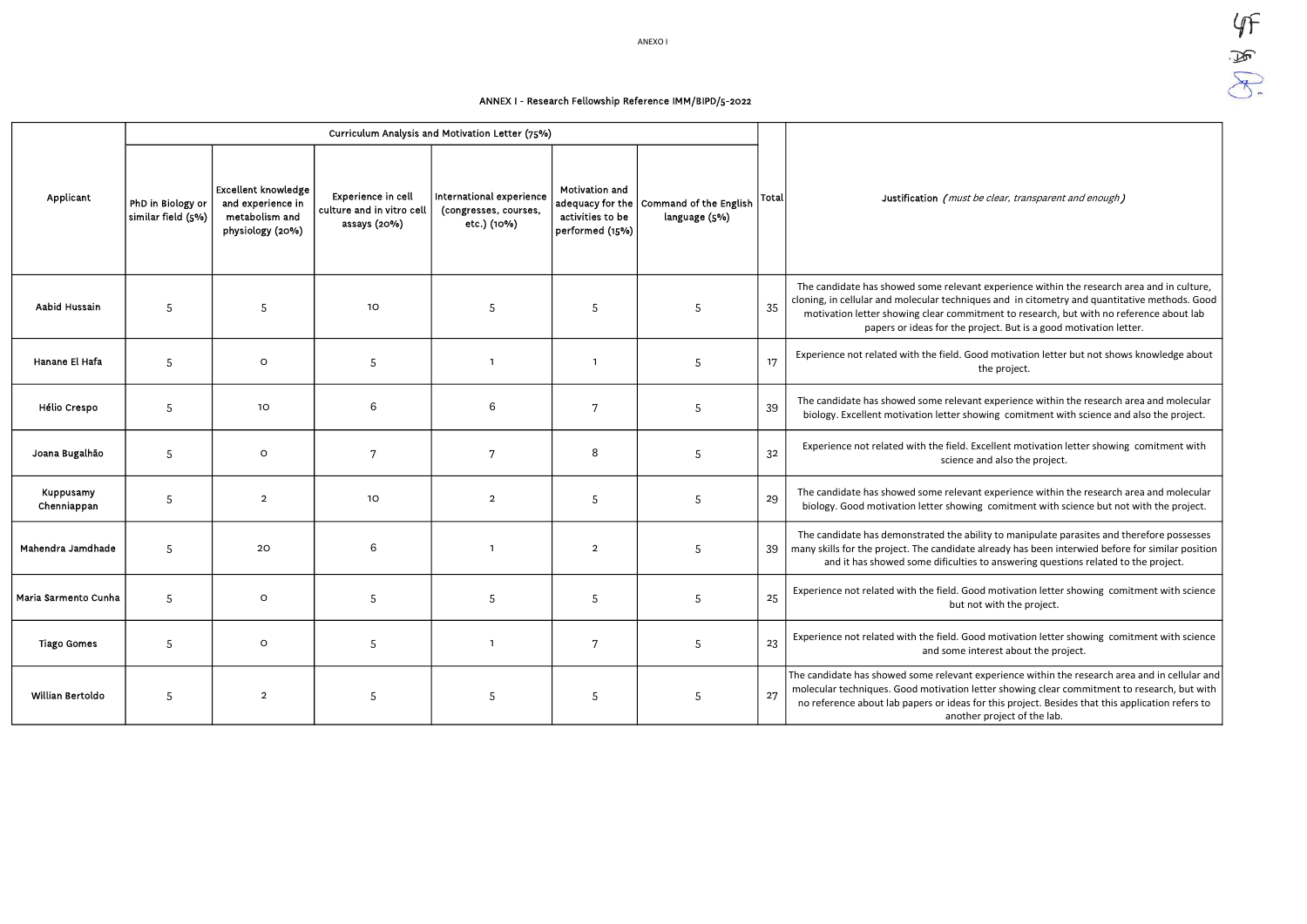ANEXO I

## ANNEX I - Research Fellowship Reference IMM/BIPD/5-2022

| Applicant | Curriculum Analysis and Motivation Letter (75%) | | | | | | Total | Justification *(must be clear, transparent and enough)* |
|---|---|---|---|---|---|---|---|---|
| | PhD in Biology or similar field (5%) | Excellent knowledge and experience in metabolism and physiology (20%) | Experience in cell culture and in vitro cell assays (20%) | International experience (congresses, courses, etc.) (10%) | Motivation and adequacy for the activities to be performed (15%) | Command of the English language (5%) | | |
| Aabid Hussain | 5 | 5 | 10 | 5 | 5 | 5 | 35 | The candidate has showed some relevant experience within the research area and in culture, cloning, in cellular and molecular techniques and in citometry and quantitative methods. Good motivation letter showing clear commitment to research, but with no reference about lab papers or ideas for the project. But is a good motivation letter. |
| Hanane El Hafa | 5 | 0 | 5 | 1 | 1 | 5 | 17 | Experience not related with the field. Good motivation letter but not shows knowledge about the project. |
| Hélio Crespo | 5 | 10 | 6 | 6 | 7 | 5 | 39 | The candidate has showed some relevant experience within the research area and molecular biology. Excellent motivation letter showing comitment with science and also the project. |
| Joana Bugalhão | 5 | 0 | 7 | 7 | 8 | 5 | 32 | Experience not related with the field. Excellent motivation letter showing comitment with science and also the project. |
| Kuppusamy Chenniappan | 5 | 2 | 10 | 2 | 5 | 5 | 29 | The candidate has showed some relevant experience within the research area and molecular biology. Good motivation letter showing comitment with science but not with the project. |
| Mahendra Jamdhade | 5 | 20 | 6 | 1 | 2 | 5 | 39 | The candidate has demonstrated the ability to manipulate parasites and therefore possesses many skills for the project. The candidate already has been interwied before for similar position and it has showed some dificulties to answering questions related to the project. |
| Maria Sarmento Cunha | 5 | 0 | 5 | 5 | 5 | 5 | 25 | Experience not related with the field. Good motivation letter showing comitment with science but not with the project. |
| Tiago Gomes | 5 | 0 | 5 | 1 | 7 | 5 | 23 | Experience not related with the field. Good motivation letter showing comitment with science and some interest about the project. |
| Willian Bertoldo | 5 | 2 | 5 | 5 | 5 | 5 | 27 | The candidate has showed some relevant experience within the research area and in cellular and molecular techniques. Good motivation letter showing clear commitment to research, but with no reference about lab papers or ideas for this project. Besides that this application refers to another project of the lab. |